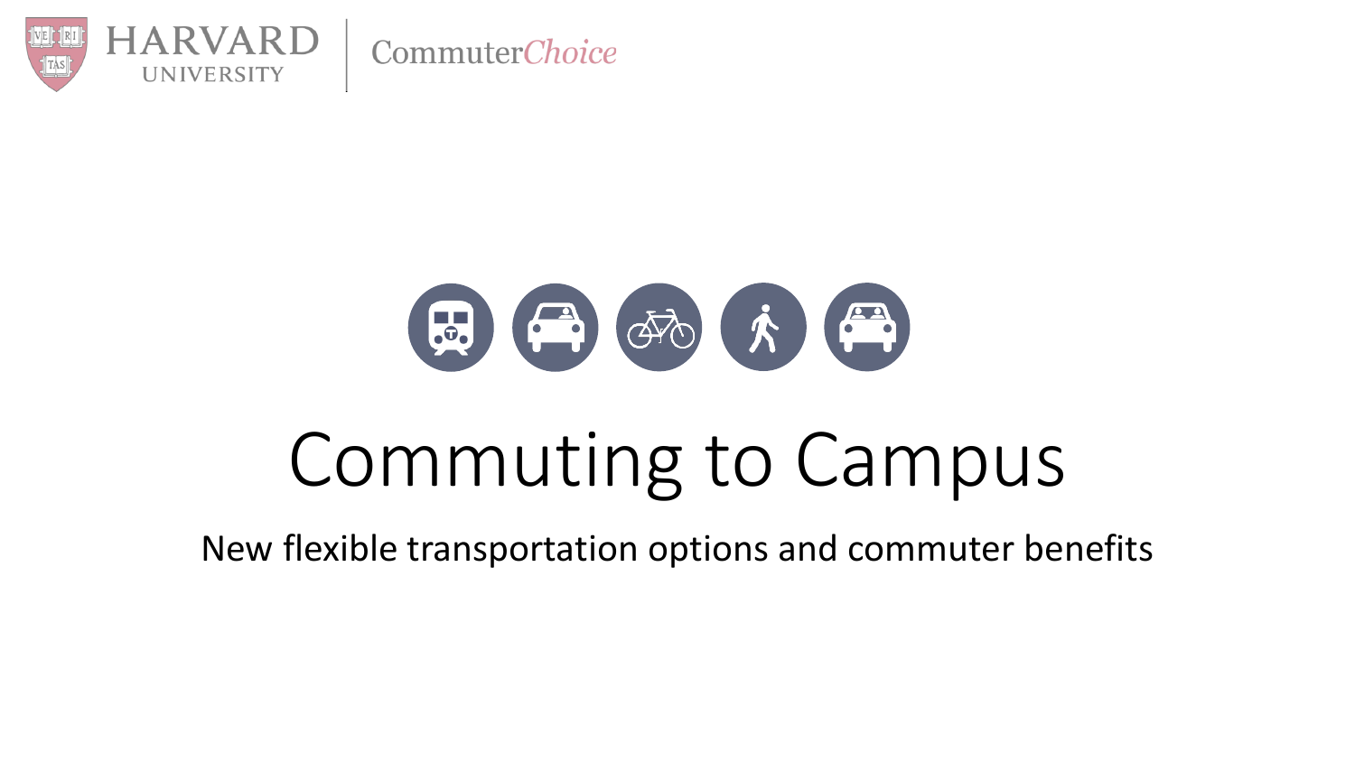HARVARD UNIVERSITY | CommuterChoice

# Commuting to Campus

New flexible transportation options and commuter benefits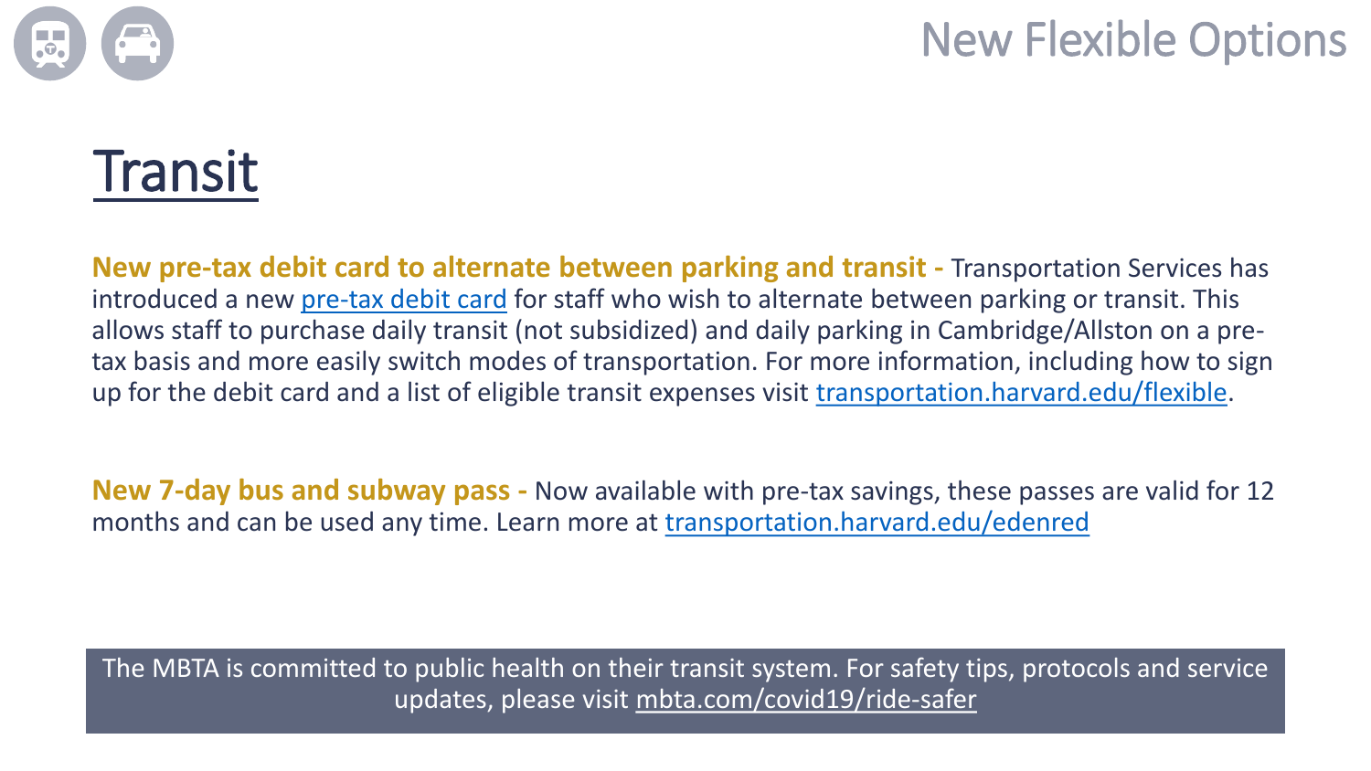# New Flexible Options

## Transit

**New pre-tax debit card to alternate between parking and transit -** Transportation Services has introduced a new pre-tax debit card for staff who wish to alternate between parking or transit. This allows staff to purchase daily transit (not subsidized) and daily parking in Cambridge/Allston on a pre-tax basis and more easily switch modes of transportation. For more information, including how to sign up for the debit card and a list of eligible transit expenses visit transportation.harvard.edu/flexible.

**New 7-day bus and subway pass -** Now available with pre-tax savings, these passes are valid for 12 months and can be used any time. Learn more at transportation.harvard.edu/edenred

The MBTA is committed to public health on their transit system. For safety tips, protocols and service updates, please visit mbta.com/covid19/ride-safer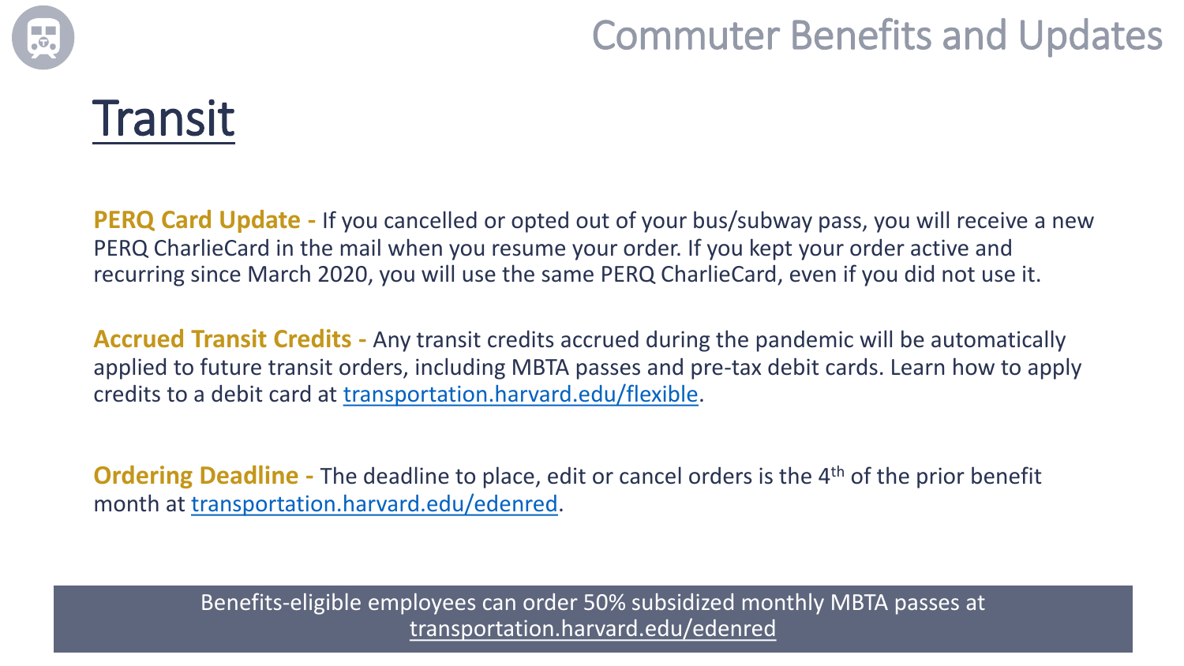## Commuter Benefits and Updates

# Transit

**PERQ Card Update -** If you cancelled or opted out of your bus/subway pass, you will receive a new PERQ CharlieCard in the mail when you resume your order. If you kept your order active and recurring since March 2020, you will use the same PERQ CharlieCard, even if you did not use it.

**Accrued Transit Credits -** Any transit credits accrued during the pandemic will be automatically applied to future transit orders, including MBTA passes and pre-tax debit cards. Learn how to apply credits to a debit card at transportation.harvard.edu/flexible.

**Ordering Deadline -** The deadline to place, edit or cancel orders is the 4th of the prior benefit month at transportation.harvard.edu/edenred.

Benefits-eligible employees can order 50% subsidized monthly MBTA passes at transportation.harvard.edu/edenred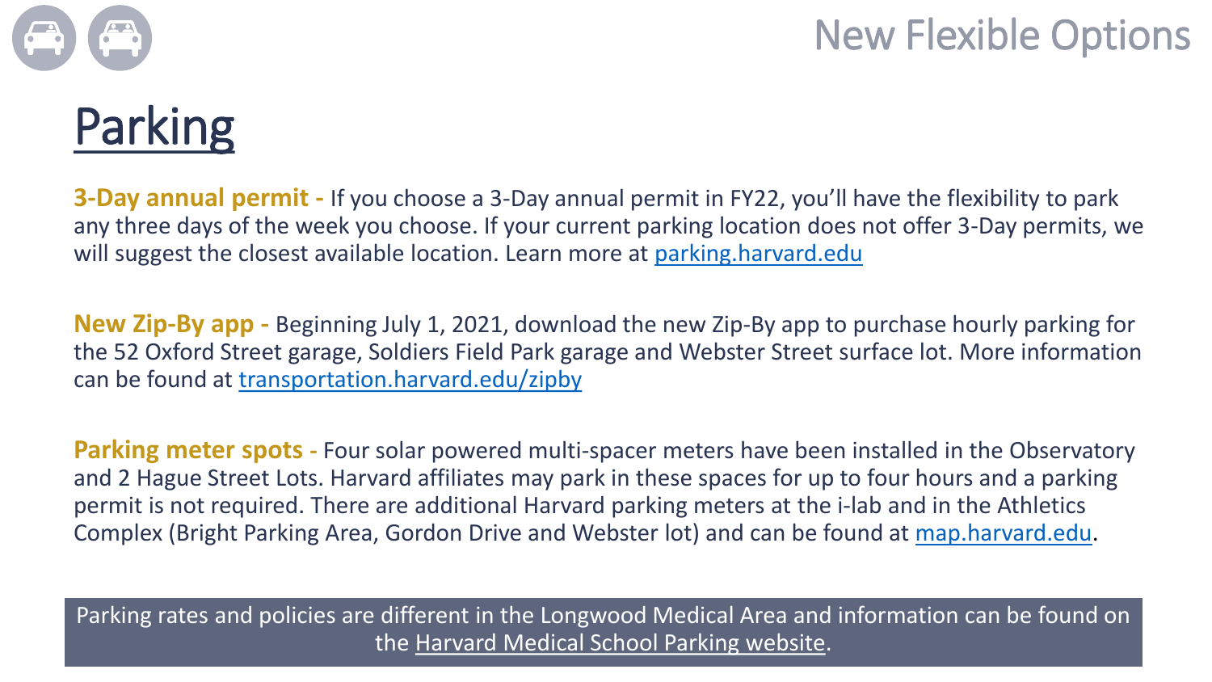New Flexible Options

# Parking

**3-Day annual permit -** If you choose a 3-Day annual permit in FY22, you'll have the flexibility to park any three days of the week you choose. If your current parking location does not offer 3-Day permits, we will suggest the closest available location. Learn more at parking.harvard.edu

**New Zip-By app -** Beginning July 1, 2021, download the new Zip-By app to purchase hourly parking for the 52 Oxford Street garage, Soldiers Field Park garage and Webster Street surface lot. More information can be found at transportation.harvard.edu/zipby

**Parking meter spots -** Four solar powered multi-spacer meters have been installed in the Observatory and 2 Hague Street Lots. Harvard affiliates may park in these spaces for up to four hours and a parking permit is not required. There are additional Harvard parking meters at the i-lab and in the Athletics Complex (Bright Parking Area, Gordon Drive and Webster lot) and can be found at map.harvard.edu.

Parking rates and policies are different in the Longwood Medical Area and information can be found on the Harvard Medical School Parking website.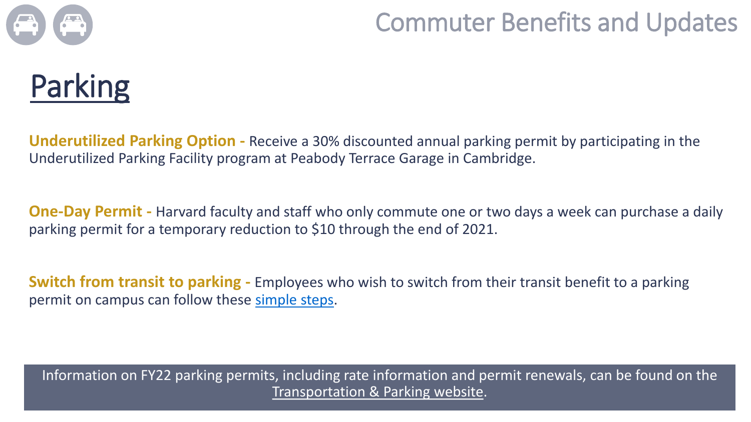# Commuter Benefits and Updates

## Parking

**Underutilized Parking Option -** Receive a 30% discounted annual parking permit by participating in the Underutilized Parking Facility program at Peabody Terrace Garage in Cambridge.

**One-Day Permit -** Harvard faculty and staff who only commute one or two days a week can purchase a daily parking permit for a temporary reduction to $10 through the end of 2021.

**Switch from transit to parking -** Employees who wish to switch from their transit benefit to a parking permit on campus can follow these simple steps.

Information on FY22 parking permits, including rate information and permit renewals, can be found on the Transportation & Parking website.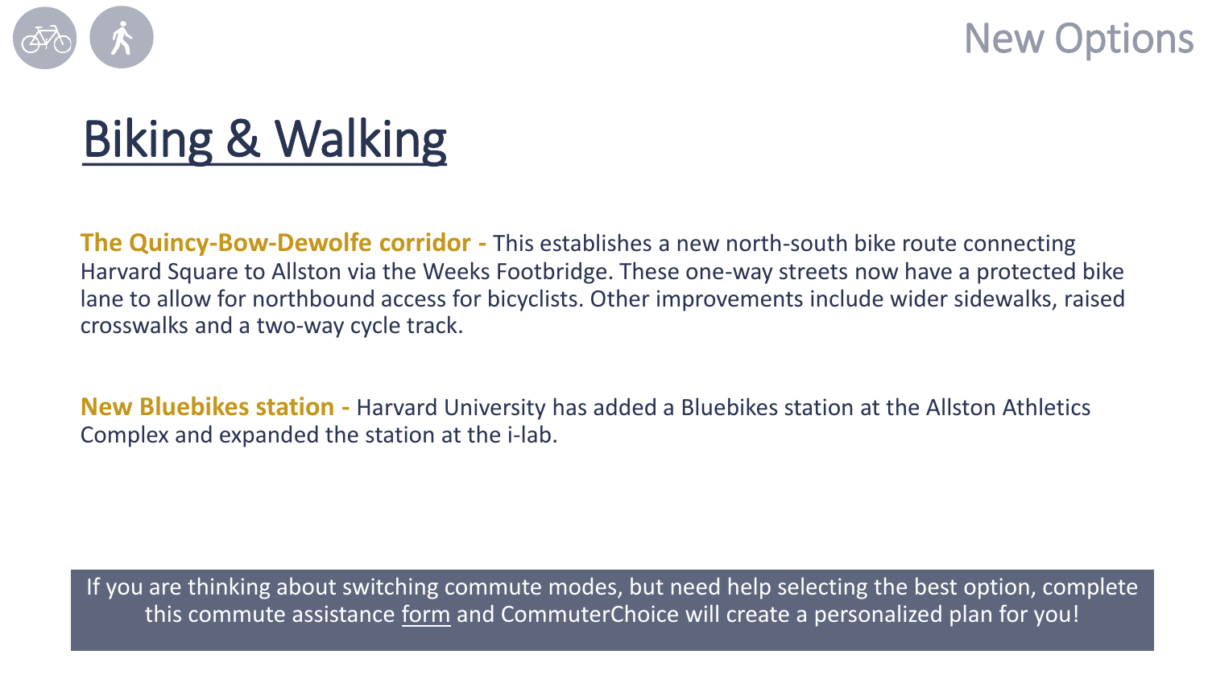New Options

# Biking & Walking

**The Quincy-Bow-Dewolfe corridor -** This establishes a new north-south bike route connecting Harvard Square to Allston via the Weeks Footbridge. These one-way streets now have a protected bike lane to allow for northbound access for bicyclists. Other improvements include wider sidewalks, raised crosswalks and a two-way cycle track.

**New Bluebikes station -** Harvard University has added a Bluebikes station at the Allston Athletics Complex and expanded the station at the i-lab.

If you are thinking about switching commute modes, but need help selecting the best option, complete this commute assistance form and CommuterChoice will create a personalized plan for you!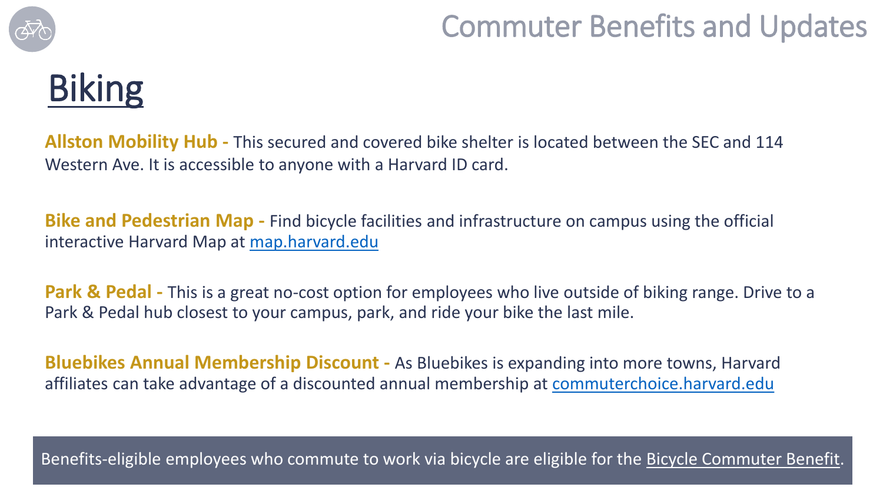# Commuter Benefits and Updates

## Biking

**Allston Mobility Hub -** This secured and covered bike shelter is located between the SEC and 114 Western Ave. It is accessible to anyone with a Harvard ID card.

**Bike and Pedestrian Map -** Find bicycle facilities and infrastructure on campus using the official interactive Harvard Map at [map.harvard.edu](map.harvard.edu)

**Park & Pedal -** This is a great no-cost option for employees who live outside of biking range. Drive to a Park & Pedal hub closest to your campus, park, and ride your bike the last mile.

**Bluebikes Annual Membership Discount -** As Bluebikes is expanding into more towns, Harvard affiliates can take advantage of a discounted annual membership at [commuterchoice.harvard.edu](commuterchoice.harvard.edu)

Benefits-eligible employees who commute to work via bicycle are eligible for the Bicycle Commuter Benefit.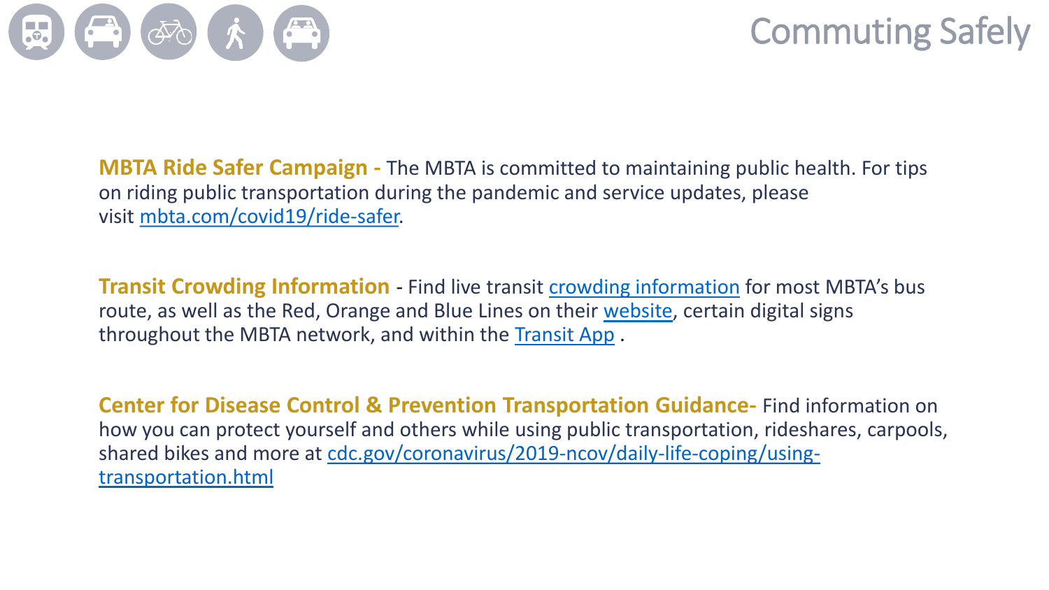# Commuting Safely

**MBTA Ride Safer Campaign -** The MBTA is committed to maintaining public health. For tips on riding public transportation during the pandemic and service updates, please visit mbta.com/covid19/ride-safer.

**Transit Crowding Information** - Find live transit crowding information for most MBTA's bus route, as well as the Red, Orange and Blue Lines on their website, certain digital signs throughout the MBTA network, and within the Transit App .

**Center for Disease Control & Prevention Transportation Guidance-** Find information on how you can protect yourself and others while using public transportation, rideshares, carpools, shared bikes and more at cdc.gov/coronavirus/2019-ncov/daily-life-coping/using-transportation.html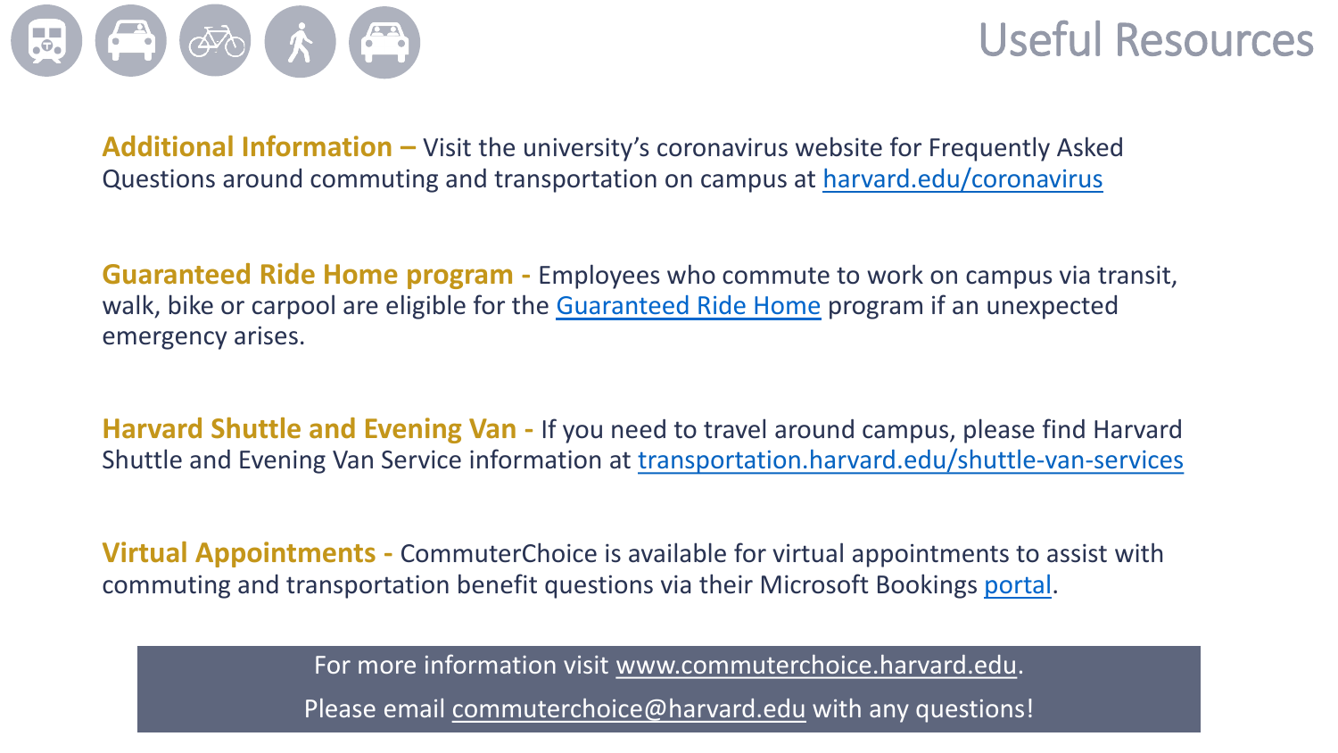# Useful Resources

**Additional Information –** Visit the university's coronavirus website for Frequently Asked Questions around commuting and transportation on campus at harvard.edu/coronavirus

**Guaranteed Ride Home program -** Employees who commute to work on campus via transit, walk, bike or carpool are eligible for the Guaranteed Ride Home program if an unexpected emergency arises.

**Harvard Shuttle and Evening Van -** If you need to travel around campus, please find Harvard Shuttle and Evening Van Service information at transportation.harvard.edu/shuttle-van-services

**Virtual Appointments -** CommuterChoice is available for virtual appointments to assist with commuting and transportation benefit questions via their Microsoft Bookings portal.

For more information visit www.commuterchoice.harvard.edu.

Please email commuterchoice@harvard.edu with any questions!